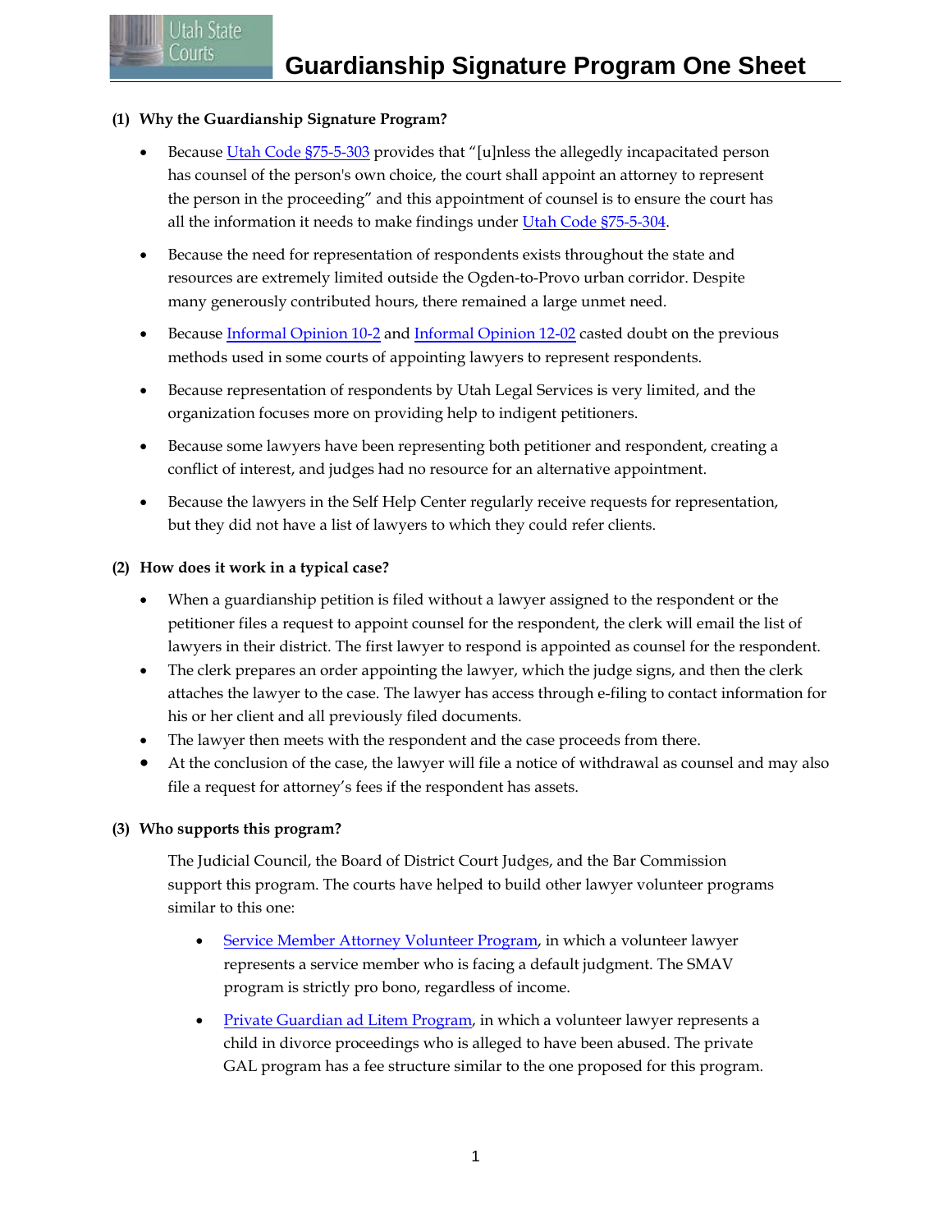# Guardianship Signature Program One Sheet

**(1) Why the Guardianship Signature Program?**

- Because Utah Code §75-5-303 provides that "[u]nless the allegedly incapacitated person has counsel of the person's own choice, the court shall appoint an attorney to represent the person in the proceeding" and this appointment of counsel is to ensure the court has all the information it needs to make findings under Utah Code §75-5-304.
- Because the need for representation of respondents exists throughout the state and resources are extremely limited outside the Ogden-to-Provo urban corridor. Despite many generously contributed hours, there remained a large unmet need.
- Because Informal Opinion 10-2 and Informal Opinion 12-02 casted doubt on the previous methods used in some courts of appointing lawyers to represent respondents.
- Because representation of respondents by Utah Legal Services is very limited, and the organization focuses more on providing help to indigent petitioners.
- Because some lawyers have been representing both petitioner and respondent, creating a conflict of interest, and judges had no resource for an alternative appointment.
- Because the lawyers in the Self Help Center regularly receive requests for representation, but they did not have a list of lawyers to which they could refer clients.

**(2) How does it work in a typical case?**

- When a guardianship petition is filed without a lawyer assigned to the respondent or the petitioner files a request to appoint counsel for the respondent, the clerk will email the list of lawyers in their district. The first lawyer to respond is appointed as counsel for the respondent.
- The clerk prepares an order appointing the lawyer, which the judge signs, and then the clerk attaches the lawyer to the case. The lawyer has access through e-filing to contact information for his or her client and all previously filed documents.
- The lawyer then meets with the respondent and the case proceeds from there.
- At the conclusion of the case, the lawyer will file a notice of withdrawal as counsel and may also file a request for attorney's fees if the respondent has assets.

**(3) Who supports this program?**

The Judicial Council, the Board of District Court Judges, and the Bar Commission support this program. The courts have helped to build other lawyer volunteer programs similar to this one:

- Service Member Attorney Volunteer Program, in which a volunteer lawyer represents a service member who is facing a default judgment. The SMAV program is strictly pro bono, regardless of income.
- Private Guardian ad Litem Program, in which a volunteer lawyer represents a child in divorce proceedings who is alleged to have been abused. The private GAL program has a fee structure similar to the one proposed for this program.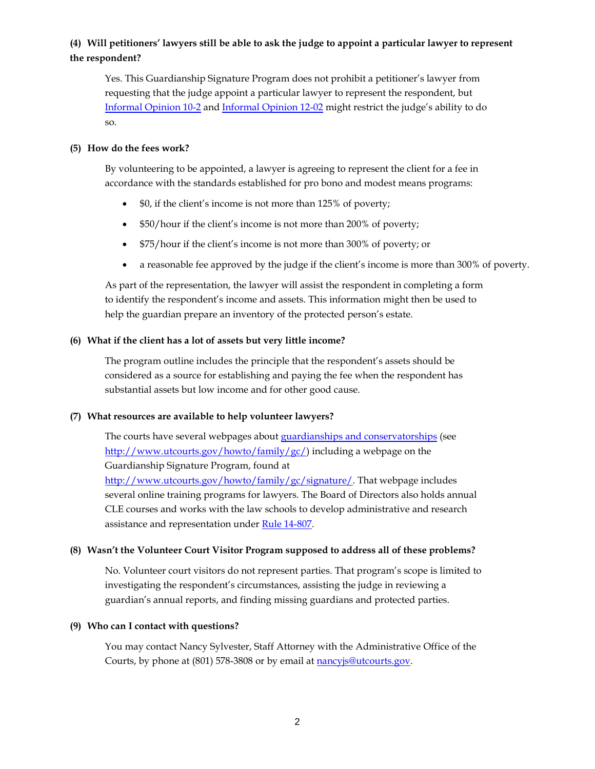**(4) Will petitioners' lawyers still be able to ask the judge to appoint a particular lawyer to represent the respondent?**

Yes. This Guardianship Signature Program does not prohibit a petitioner's lawyer from requesting that the judge appoint a particular lawyer to represent the respondent, but Informal Opinion 10-2 and Informal Opinion 12-02 might restrict the judge's ability to do so.

**(5) How do the fees work?**

By volunteering to be appointed, a lawyer is agreeing to represent the client for a fee in accordance with the standards established for pro bono and modest means programs:

- $0, if the client's income is not more than 125% of poverty;
- $50/hour if the client's income is not more than 200% of poverty;
- $75/hour if the client's income is not more than 300% of poverty; or
- a reasonable fee approved by the judge if the client's income is more than 300% of poverty.

As part of the representation, the lawyer will assist the respondent in completing a form to identify the respondent's income and assets. This information might then be used to help the guardian prepare an inventory of the protected person's estate.

**(6) What if the client has a lot of assets but very little income?**

The program outline includes the principle that the respondent's assets should be considered as a source for establishing and paying the fee when the respondent has substantial assets but low income and for other good cause.

**(7) What resources are available to help volunteer lawyers?**

The courts have several webpages about guardianships and conservatorships (see http://www.utcourts.gov/howto/family/gc/) including a webpage on the Guardianship Signature Program, found at http://www.utcourts.gov/howto/family/gc/signature/. That webpage includes several online training programs for lawyers. The Board of Directors also holds annual CLE courses and works with the law schools to develop administrative and research assistance and representation under Rule 14-807.

**(8) Wasn't the Volunteer Court Visitor Program supposed to address all of these problems?**

No. Volunteer court visitors do not represent parties. That program's scope is limited to investigating the respondent's circumstances, assisting the judge in reviewing a guardian's annual reports, and finding missing guardians and protected parties.

**(9) Who can I contact with questions?**

You may contact Nancy Sylvester, Staff Attorney with the Administrative Office of the Courts, by phone at (801) 578-3808 or by email at nancyjs@utcourts.gov.